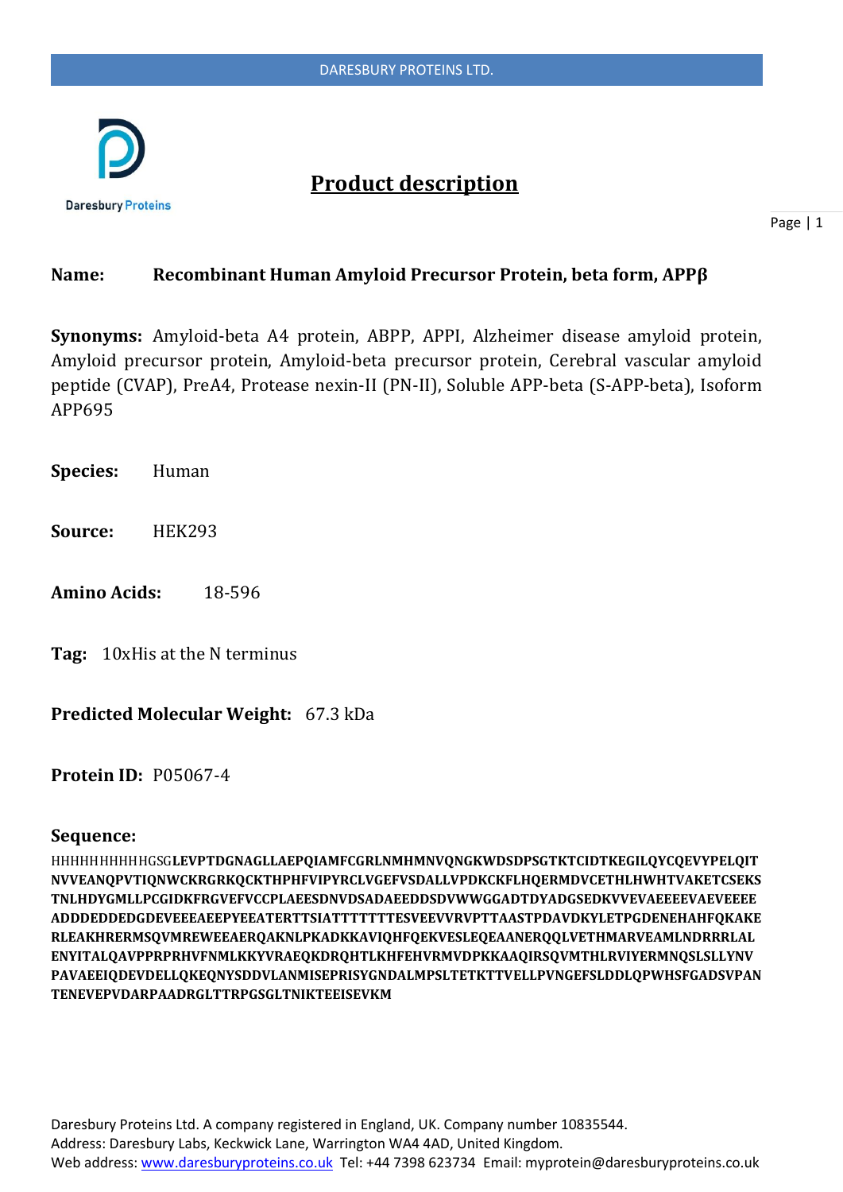# Product description

**Name:** **Recombinant Human Amyloid Precursor Protein, beta form, APPβ**

**Synonyms:** Amyloid-beta A4 protein, ABPP, APPI, Alzheimer disease amyloid protein, Amyloid precursor protein, Amyloid-beta precursor protein, Cerebral vascular amyloid peptide (CVAP), PreA4, Protease nexin-II (PN-II), Soluble APP-beta (S-APP-beta), Isoform APP695

**Species:** Human

**Source:** HEK293

**Amino Acids:** 18-596

**Tag:** 10xHis at the N terminus

**Predicted Molecular Weight:** 67.3 kDa

**Protein ID:** P05067-4

**Sequence:**

HHHHHHHHHHGSG**LEVPTDGNAGLLAEPQIAMFCGRLNMHMNVQNGKWDSDPSGTKTCIDTKEGILQYCQEVYPELQIT NVVEANQPVTIQNWCKRGRKQCKTHPHFVIPYRCLVGEFVSDALLVPDKCKFLHQERMDVCETHLHWHTVAKETCSEKS TNLHDYGMLLPCGIDKFRGVEFVCCPLAEESDNVDSADAEEDDSDVWWGGADTDYADGSEDKVVEVAEEEEVAEVEEEE ADDDEDDEDGDEVEEEAEEPYEEATERTTSIATTTTTTTESVEEVVRVPTTAASTPDAVDKYLETPGDENEHAHFQKAKE RLEAKHRERMSQVMREWEEAERQAKNLPKADKKAVIQHFQEKVESLEQEAANERQQLVETHMARVEAMLNDRRRLAL ENYITALQAVPPRPRHVFNMLKKYVRAEQKDRQHTLKHFEHVRMVDPKKAAQIRSQVMTHLRVIYERMNQSLSLLYNV PAVAEEIQDEVDELLQKEQNYSDDVLANMISEPRISYGNDALMPSLTETKTTVELLPVNGEFSLDDLQPWHSFGADSVPAN TENEVEPVDARPAADRGLTTRPGSGLTNIKTEEISEVKM**

Daresbury Proteins Ltd. A company registered in England, UK. Company number 10835544.
Address: Daresbury Labs, Keckwick Lane, Warrington WA4 4AD, United Kingdom.
Web address: www.daresburyproteins.co.uk Tel: +44 7398 623734 Email: myprotein@daresburyproteins.co.uk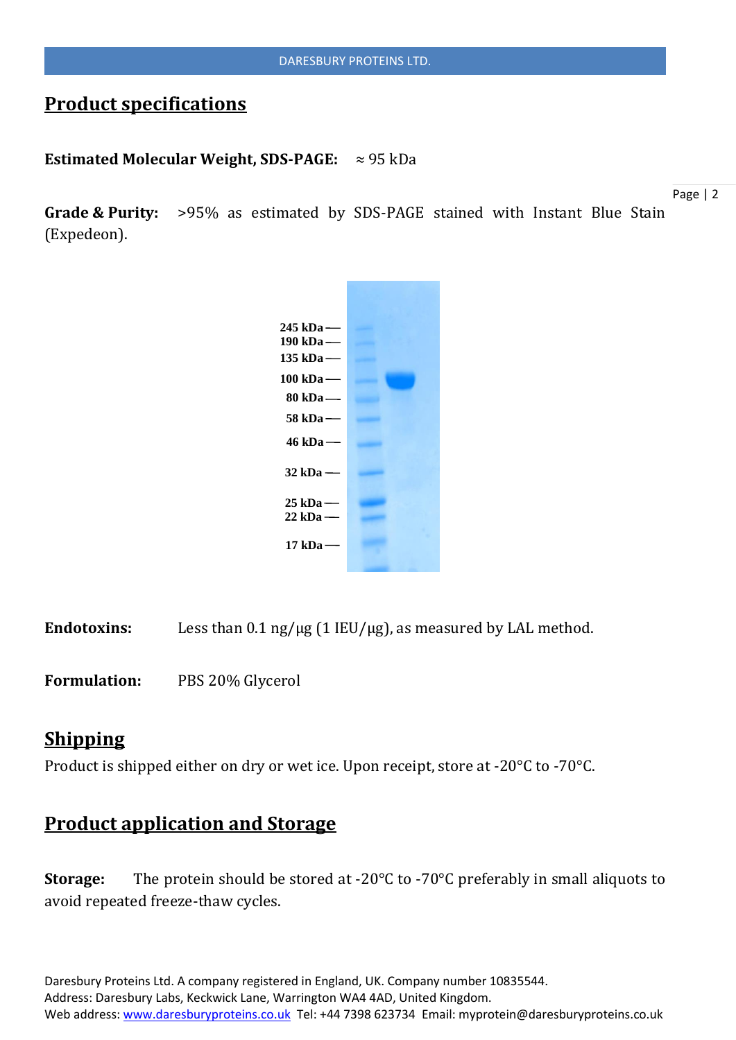## Product specifications

**Estimated Molecular Weight, SDS-PAGE:** ≈ 95 kDa

**Grade & Purity:** >95% as estimated by SDS-PAGE stained with Instant Blue Stain (Expedeon).

**Endotoxins:** Less than 0.1 ng/μg (1 IEU/μg), as measured by LAL method.

**Formulation:** PBS 20% Glycerol

## Shipping

Product is shipped either on dry or wet ice. Upon receipt, store at -20°C to -70°C.

## Product application and Storage

**Storage:** The protein should be stored at -20°C to -70°C preferably in small aliquots to avoid repeated freeze-thaw cycles.

Daresbury Proteins Ltd. A company registered in England, UK. Company number 10835544.
Address: Daresbury Labs, Keckwick Lane, Warrington WA4 4AD, United Kingdom.
Web address: www.daresburyproteins.co.uk Tel: +44 7398 623734 Email: myprotein@daresburyproteins.co.uk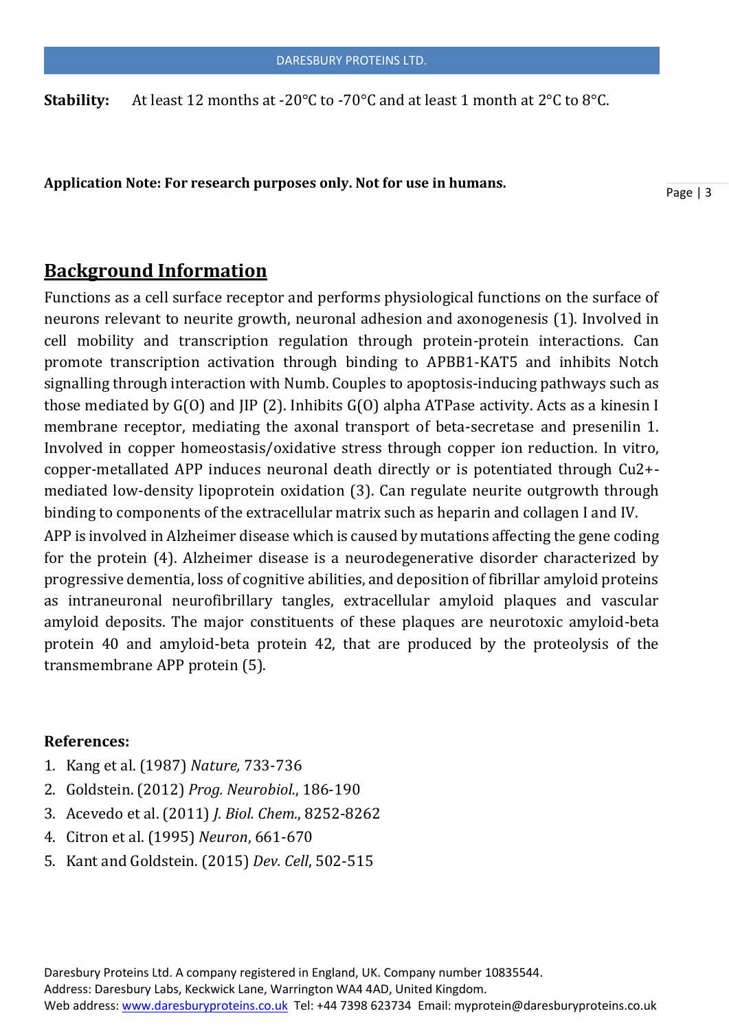**Stability:** At least 12 months at -20°C to -70°C and at least 1 month at 2°C to 8°C.

**Application Note: For research purposes only. Not for use in humans.**

## Background Information

Functions as a cell surface receptor and performs physiological functions on the surface of neurons relevant to neurite growth, neuronal adhesion and axonogenesis (1). Involved in cell mobility and transcription regulation through protein-protein interactions. Can promote transcription activation through binding to APBB1-KAT5 and inhibits Notch signalling through interaction with Numb. Couples to apoptosis-inducing pathways such as those mediated by G(O) and JIP (2). Inhibits G(O) alpha ATPase activity. Acts as a kinesin I membrane receptor, mediating the axonal transport of beta-secretase and presenilin 1. Involved in copper homeostasis/oxidative stress through copper ion reduction. In vitro, copper-metallated APP induces neuronal death directly or is potentiated through $Cu^{2+}$-mediated low-density lipoprotein oxidation (3). Can regulate neurite outgrowth through binding to components of the extracellular matrix such as heparin and collagen I and IV.

APP is involved in Alzheimer disease which is caused by mutations affecting the gene coding for the protein (4). Alzheimer disease is a neurodegenerative disorder characterized by progressive dementia, loss of cognitive abilities, and deposition of fibrillar amyloid proteins as intraneuronal neurofibrillary tangles, extracellular amyloid plaques and vascular amyloid deposits. The major constituents of these plaques are neurotoxic amyloid-beta protein 40 and amyloid-beta protein 42, that are produced by the proteolysis of the transmembrane APP protein (5).

**References:**

1. Kang et al. (1987) *Nature*, 733-736
2. Goldstein. (2012) *Prog. Neurobiol.*, 186-190
3. Acevedo et al. (2011) *J. Biol. Chem.*, 8252-8262
4. Citron et al. (1995) *Neuron*, 661-670
5. Kant and Goldstein. (2015) *Dev. Cell*, 502-515

Daresbury Proteins Ltd. A company registered in England, UK. Company number 10835544.
Address: Daresbury Labs, Keckwick Lane, Warrington WA4 4AD, United Kingdom.
Web address: www.daresburyproteins.co.uk Tel: +44 7398 623734 Email: myprotein@daresburyproteins.co.uk